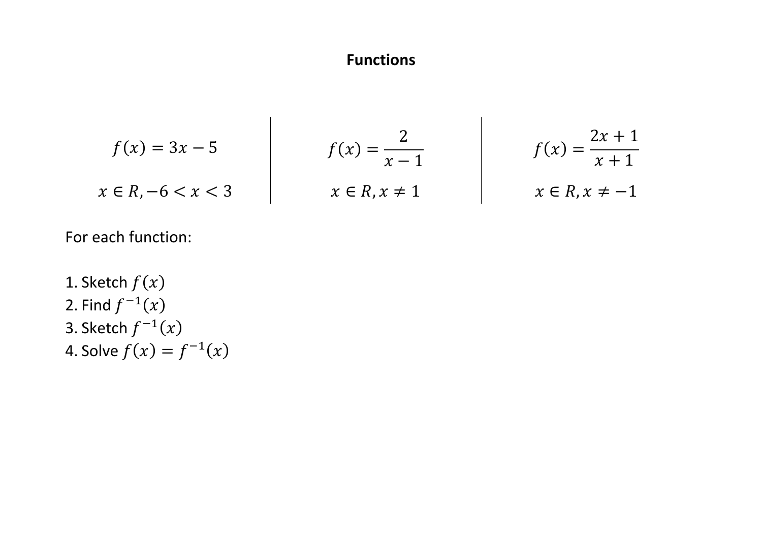# Functions

| $f(x) = 3x - 5$ | $f(x) = \dfrac{2}{x-1}$ | $f(x) = \dfrac{2x+1}{x+1}$ |
|---|---|---|
| $x \in R, -6 < x < 3$ | $x \in R, x \neq 1$ | $x \in R, x \neq -1$ |

For each function:

1. Sketch $f(x)$
2. Find $f^{-1}(x)$
3. Sketch $f^{-1}(x)$
4. Solve $f(x) = f^{-1}(x)$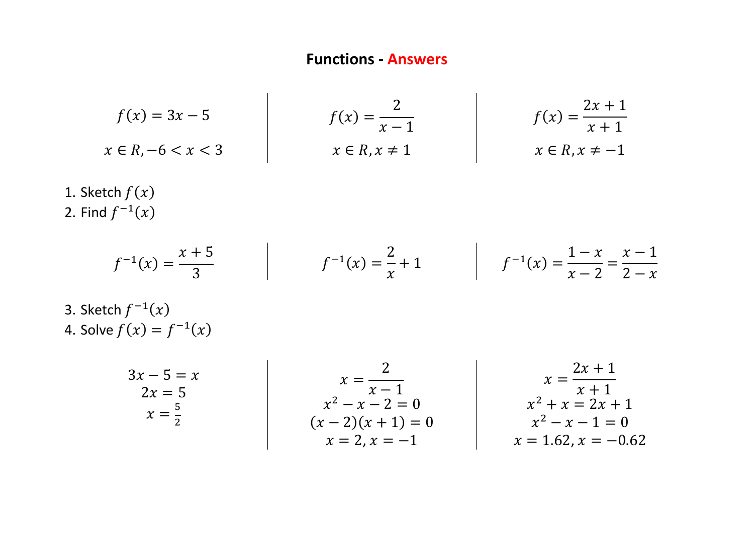# Functions - Answers

| | | |
|---|---|---|
| $f(x) = 3x - 5$ | $f(x) = \dfrac{2}{x-1}$ | $f(x) = \dfrac{2x+1}{x+1}$ |
| $x \in R, -6 < x < 3$ | $x \in R, x \neq 1$ | $x \in R, x \neq -1$ |

1. Sketch $f(x)$
2. Find $f^{-1}(x)$

| | | |
|---|---|---|
| $f^{-1}(x) = \dfrac{x+5}{3}$ | $f^{-1}(x) = \dfrac{2}{x} + 1$ | $f^{-1}(x) = \dfrac{1-x}{x-2} = \dfrac{x-1}{2-x}$ |

3. Sketch $f^{-1}(x)$
4. Solve $f(x) = f^{-1}(x)$

| | | |
|---|---|---|
| $3x - 5 = x$ | $x = \dfrac{2}{x-1}$ | $x = \dfrac{2x+1}{x+1}$ |
| $2x = 5$ | $x^2 - x - 2 = 0$ | $x^2 + x = 2x + 1$ |
| $x = \frac{5}{2}$ | $(x-2)(x+1) = 0$ | $x^2 - x - 1 = 0$ |
| | $x = 2, x = -1$ | $x = 1.62, x = -0.62$ |